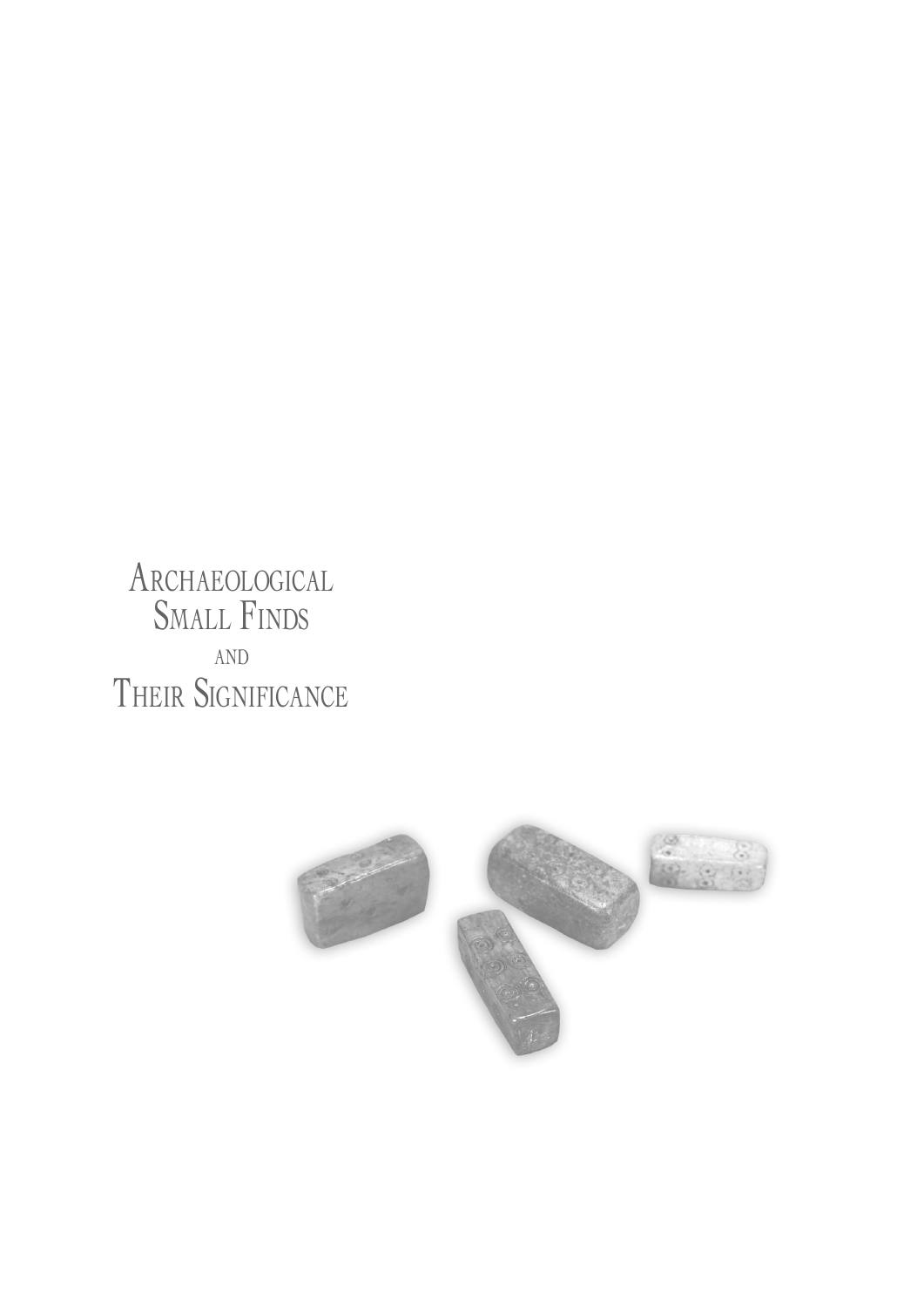# Archaeological Small Finds and Their Significance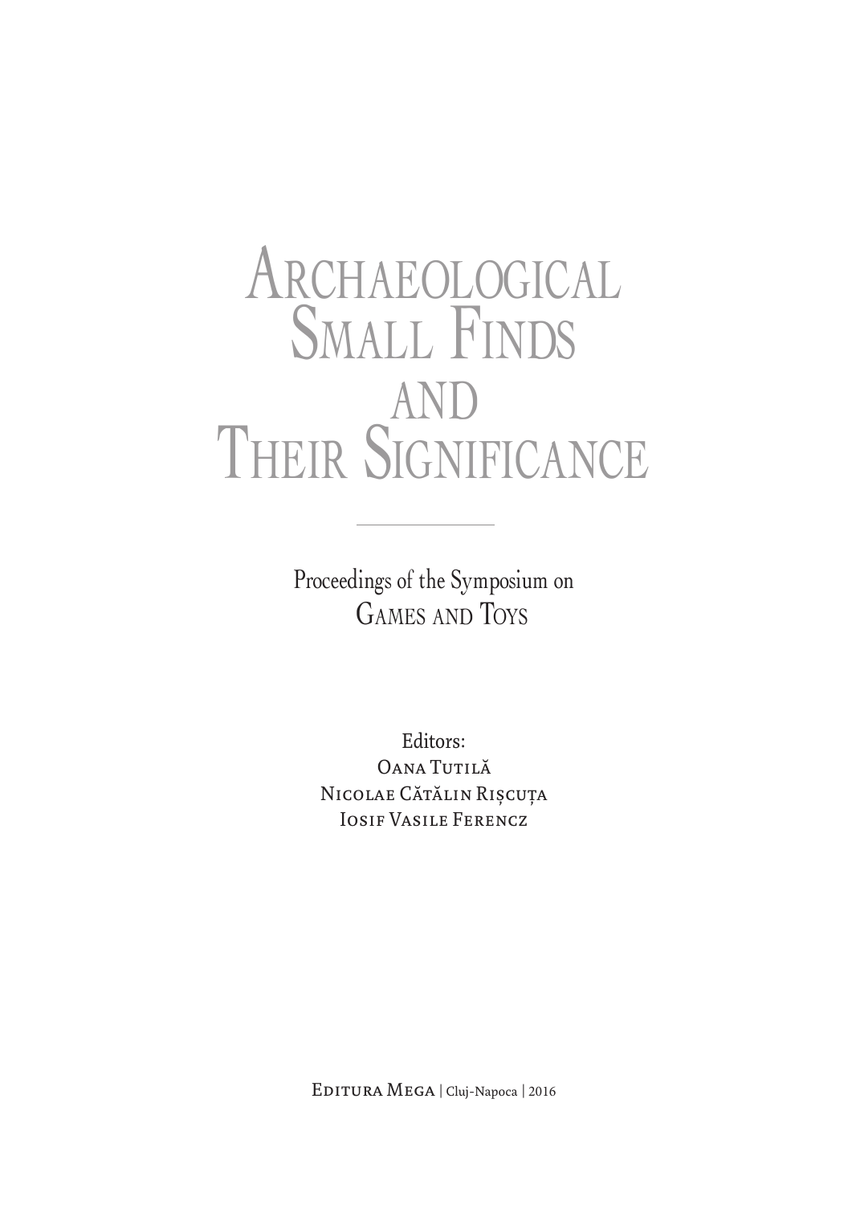# Archaeological Small Finds and Their Significance

Proceedings of the Symposium on
Games and Toys

Editors:
Oana Tutilă
Nicolae Cătălin Rișcuța
Iosif Vasile Ferencz

Editura Mega | Cluj-Napoca | 2016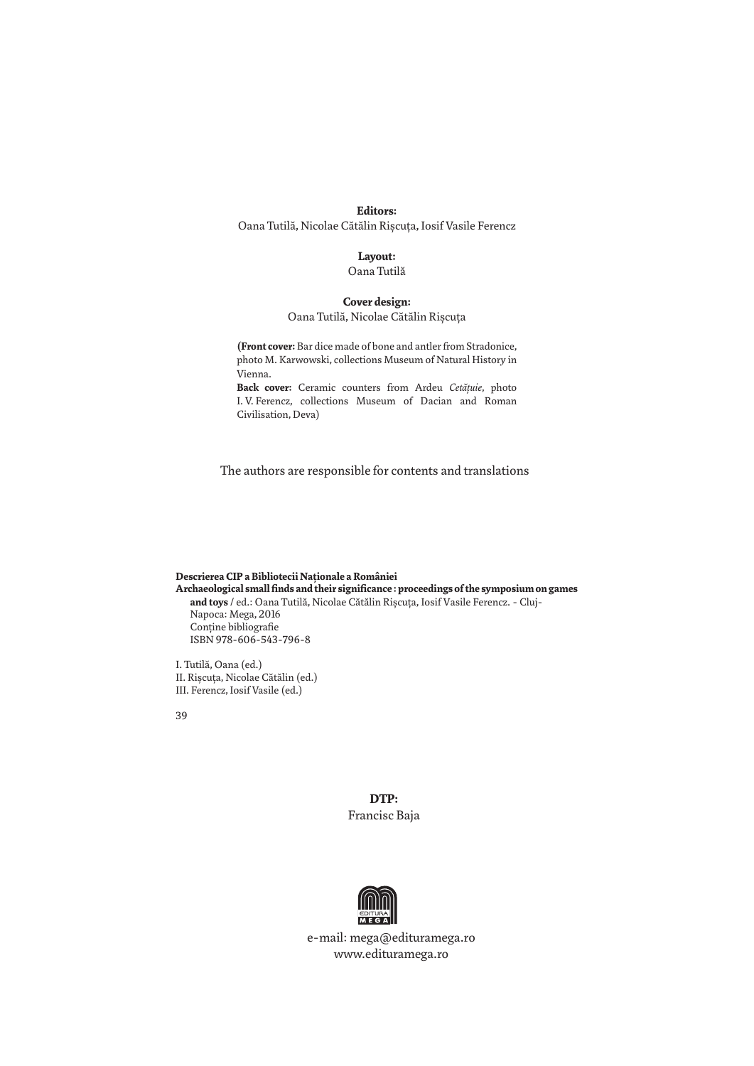**Editors:**
Oana Tutilă, Nicolae Cătălin Rișcuța, Iosif Vasile Ferencz

**Layout:**
Oana Tutilă

**Cover design:**
Oana Tutilă, Nicolae Cătălin Rișcuța

(**Front cover:** Bar dice made of bone and antler from Stradonice, photo M. Karwowski, collections Museum of Natural History in Vienna.
**Back cover:** Ceramic counters from Ardeu *Cetățuie*, photo I. V. Ferencz, collections Museum of Dacian and Roman Civilisation, Deva)

The authors are responsible for contents and translations

**Descrierea CIP a Bibliotecii Naționale a României**
**Archaeological small finds and their significance : proceedings of the symposium on games and toys** / ed.: Oana Tutilă, Nicolae Cătălin Rișcuța, Iosif Vasile Ferencz. - Cluj-Napoca: Mega, 2016
Conține bibliografie
ISBN 978-606-543-796-8

I. Tutilă, Oana (ed.)
II. Rișcuța, Nicolae Cătălin (ed.)
III. Ferencz, Iosif Vasile (ed.)

39

**DTP:**
Francisc Baja

e-mail: mega@edituramega.ro
www.edituramega.ro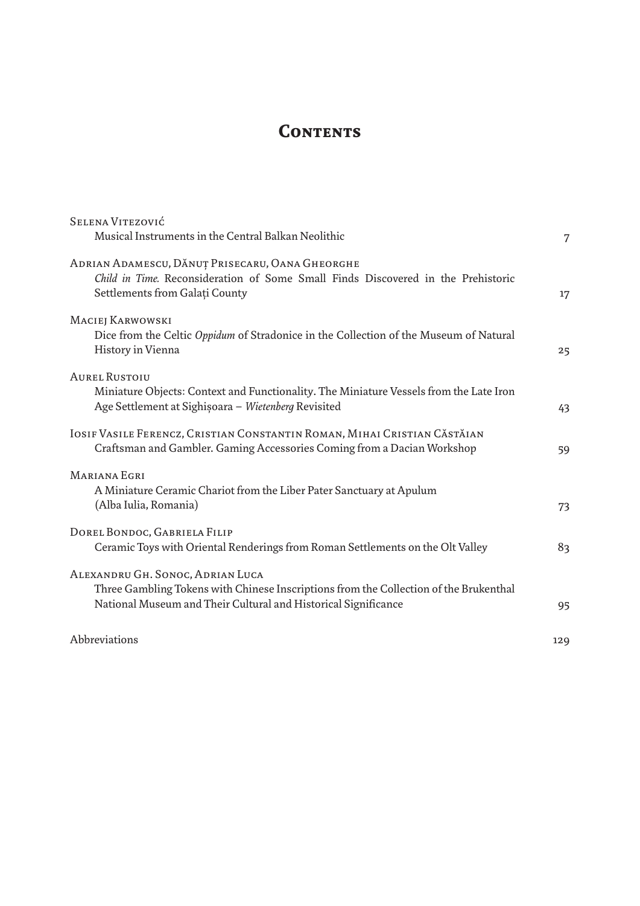# Contents

Selena Vitezović
Musical Instruments in the Central Balkan Neolithic — 7

Adrian Adamescu, Dănuț Prisecaru, Oana Gheorghe
*Child in Time.* Reconsideration of Some Small Finds Discovered in the Prehistoric Settlements from Galați County — 17

Maciej Karwowski
Dice from the Celtic *Oppidum* of Stradonice in the Collection of the Museum of Natural History in Vienna — 25

Aurel Rustoiu
Miniature Objects: Context and Functionality. The Miniature Vessels from the Late Iron Age Settlement at Sighișoara – *Wietenberg* Revisited — 43

Iosif Vasile Ferencz, Cristian Constantin Roman, Mihai Cristian Căstăian
Craftsman and Gambler. Gaming Accessories Coming from a Dacian Workshop — 59

Mariana Egri
A Miniature Ceramic Chariot from the Liber Pater Sanctuary at Apulum (Alba Iulia, Romania) — 73

Dorel Bondoc, Gabriela Filip
Ceramic Toys with Oriental Renderings from Roman Settlements on the Olt Valley — 83

Alexandru Gh. Sonoc, Adrian Luca
Three Gambling Tokens with Chinese Inscriptions from the Collection of the Brukenthal National Museum and Their Cultural and Historical Significance — 95

Abbreviations — 129